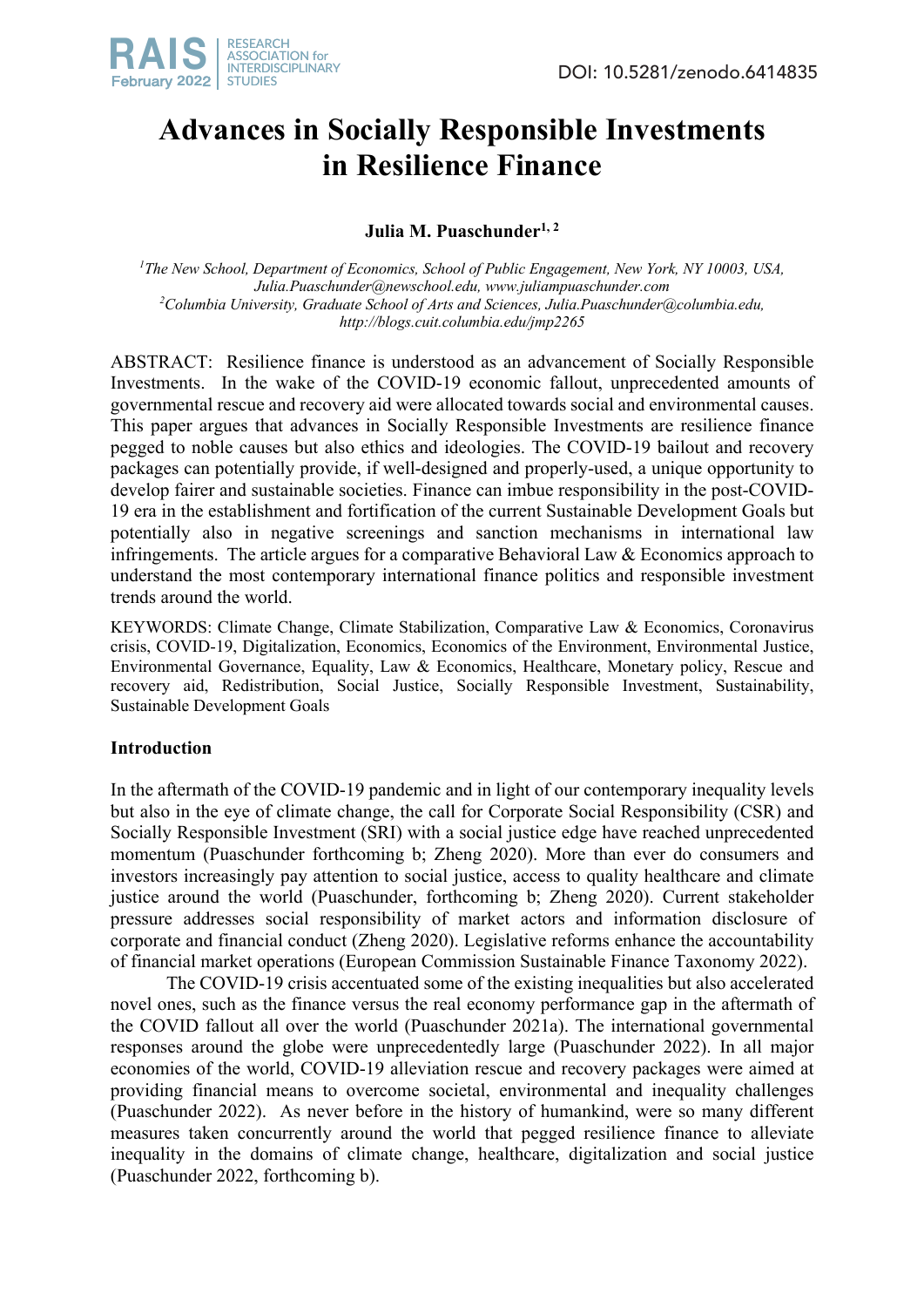DOI: 10.5281/zenodo.6414835

# Advances in Socially Responsible Investments in Resilience Finance

**Julia M. Puaschunder[1, 2]**

[1]*The New School, Department of Economics, School of Public Engagement, New York, NY 10003, USA, Julia.Puaschunder@newschool.edu, www.juliampuaschunder.com*
[2]*Columbia University, Graduate School of Arts and Sciences, Julia.Puaschunder@columbia.edu, http://blogs.cuit.columbia.edu/jmp2265*

ABSTRACT: Resilience finance is understood as an advancement of Socially Responsible Investments. In the wake of the COVID-19 economic fallout, unprecedented amounts of governmental rescue and recovery aid were allocated towards social and environmental causes. This paper argues that advances in Socially Responsible Investments are resilience finance pegged to noble causes but also ethics and ideologies. The COVID-19 bailout and recovery packages can potentially provide, if well-designed and properly-used, a unique opportunity to develop fairer and sustainable societies. Finance can imbue responsibility in the post-COVID-19 era in the establishment and fortification of the current Sustainable Development Goals but potentially also in negative screenings and sanction mechanisms in international law infringements. The article argues for a comparative Behavioral Law & Economics approach to understand the most contemporary international finance politics and responsible investment trends around the world.

KEYWORDS: Climate Change, Climate Stabilization, Comparative Law & Economics, Coronavirus crisis, COVID-19, Digitalization, Economics, Economics of the Environment, Environmental Justice, Environmental Governance, Equality, Law & Economics, Healthcare, Monetary policy, Rescue and recovery aid, Redistribution, Social Justice, Socially Responsible Investment, Sustainability, Sustainable Development Goals

## Introduction

In the aftermath of the COVID-19 pandemic and in light of our contemporary inequality levels but also in the eye of climate change, the call for Corporate Social Responsibility (CSR) and Socially Responsible Investment (SRI) with a social justice edge have reached unprecedented momentum (Puaschunder forthcoming b; Zheng 2020). More than ever do consumers and investors increasingly pay attention to social justice, access to quality healthcare and climate justice around the world (Puaschunder, forthcoming b; Zheng 2020). Current stakeholder pressure addresses social responsibility of market actors and information disclosure of corporate and financial conduct (Zheng 2020). Legislative reforms enhance the accountability of financial market operations (European Commission Sustainable Finance Taxonomy 2022).

The COVID-19 crisis accentuated some of the existing inequalities but also accelerated novel ones, such as the finance versus the real economy performance gap in the aftermath of the COVID fallout all over the world (Puaschunder 2021a). The international governmental responses around the globe were unprecedentedly large (Puaschunder 2022). In all major economies of the world, COVID-19 alleviation rescue and recovery packages were aimed at providing financial means to overcome societal, environmental and inequality challenges (Puaschunder 2022). As never before in the history of humankind, were so many different measures taken concurrently around the world that pegged resilience finance to alleviate inequality in the domains of climate change, healthcare, digitalization and social justice (Puaschunder 2022, forthcoming b).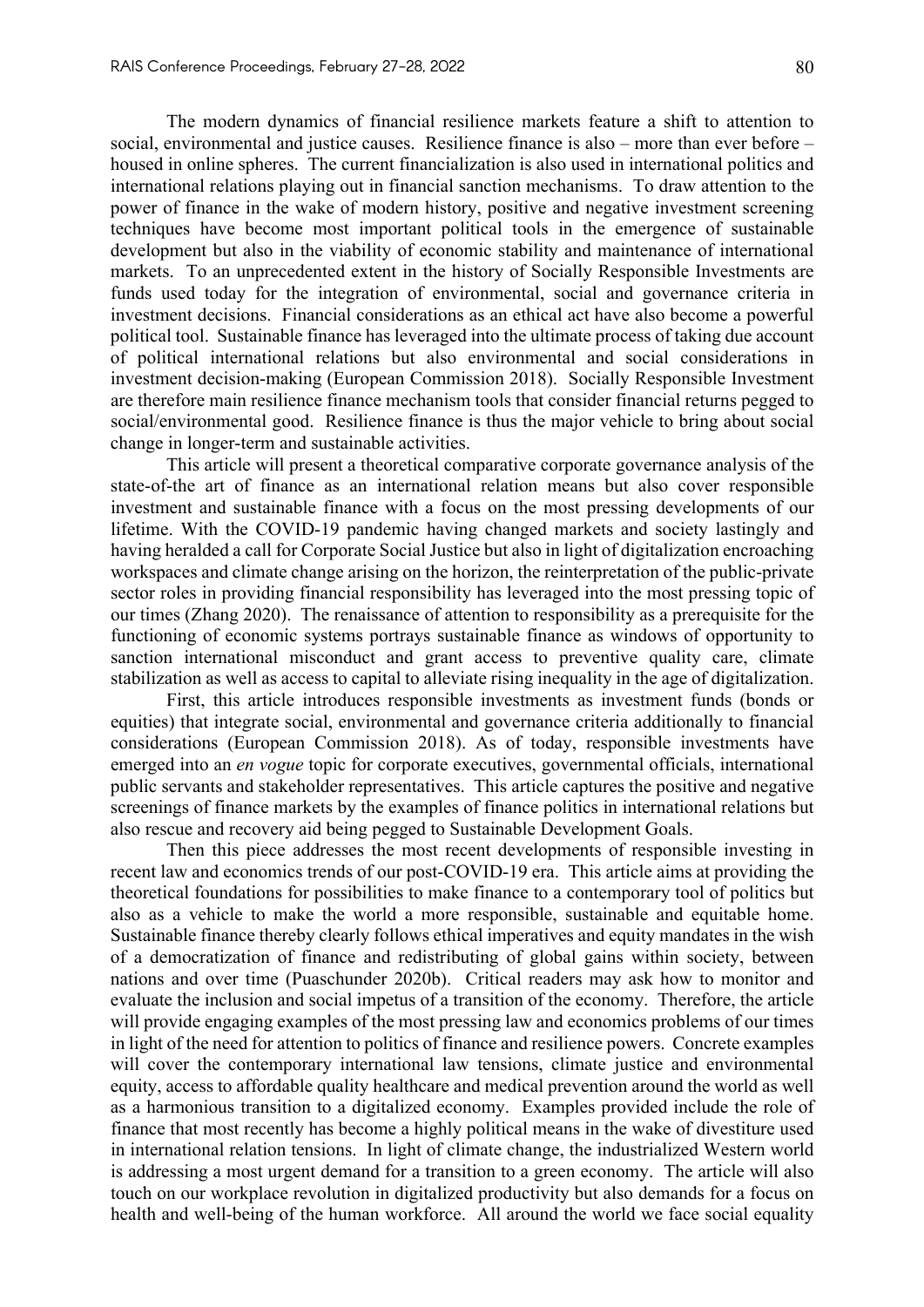The modern dynamics of financial resilience markets feature a shift to attention to social, environmental and justice causes. Resilience finance is also – more than ever before – housed in online spheres. The current financialization is also used in international politics and international relations playing out in financial sanction mechanisms. To draw attention to the power of finance in the wake of modern history, positive and negative investment screening techniques have become most important political tools in the emergence of sustainable development but also in the viability of economic stability and maintenance of international markets. To an unprecedented extent in the history of Socially Responsible Investments are funds used today for the integration of environmental, social and governance criteria in investment decisions. Financial considerations as an ethical act have also become a powerful political tool. Sustainable finance has leveraged into the ultimate process of taking due account of political international relations but also environmental and social considerations in investment decision-making (European Commission 2018). Socially Responsible Investment are therefore main resilience finance mechanism tools that consider financial returns pegged to social/environmental good. Resilience finance is thus the major vehicle to bring about social change in longer-term and sustainable activities.

This article will present a theoretical comparative corporate governance analysis of the state-of-the art of finance as an international relation means but also cover responsible investment and sustainable finance with a focus on the most pressing developments of our lifetime. With the COVID-19 pandemic having changed markets and society lastingly and having heralded a call for Corporate Social Justice but also in light of digitalization encroaching workspaces and climate change arising on the horizon, the reinterpretation of the public-private sector roles in providing financial responsibility has leveraged into the most pressing topic of our times (Zhang 2020). The renaissance of attention to responsibility as a prerequisite for the functioning of economic systems portrays sustainable finance as windows of opportunity to sanction international misconduct and grant access to preventive quality care, climate stabilization as well as access to capital to alleviate rising inequality in the age of digitalization.

First, this article introduces responsible investments as investment funds (bonds or equities) that integrate social, environmental and governance criteria additionally to financial considerations (European Commission 2018). As of today, responsible investments have emerged into an *en vogue* topic for corporate executives, governmental officials, international public servants and stakeholder representatives. This article captures the positive and negative screenings of finance markets by the examples of finance politics in international relations but also rescue and recovery aid being pegged to Sustainable Development Goals.

Then this piece addresses the most recent developments of responsible investing in recent law and economics trends of our post-COVID-19 era. This article aims at providing the theoretical foundations for possibilities to make finance to a contemporary tool of politics but also as a vehicle to make the world a more responsible, sustainable and equitable home. Sustainable finance thereby clearly follows ethical imperatives and equity mandates in the wish of a democratization of finance and redistributing of global gains within society, between nations and over time (Puaschunder 2020b). Critical readers may ask how to monitor and evaluate the inclusion and social impetus of a transition of the economy. Therefore, the article will provide engaging examples of the most pressing law and economics problems of our times in light of the need for attention to politics of finance and resilience powers. Concrete examples will cover the contemporary international law tensions, climate justice and environmental equity, access to affordable quality healthcare and medical prevention around the world as well as a harmonious transition to a digitalized economy. Examples provided include the role of finance that most recently has become a highly political means in the wake of divestiture used in international relation tensions. In light of climate change, the industrialized Western world is addressing a most urgent demand for a transition to a green economy. The article will also touch on our workplace revolution in digitalized productivity but also demands for a focus on health and well-being of the human workforce. All around the world we face social equality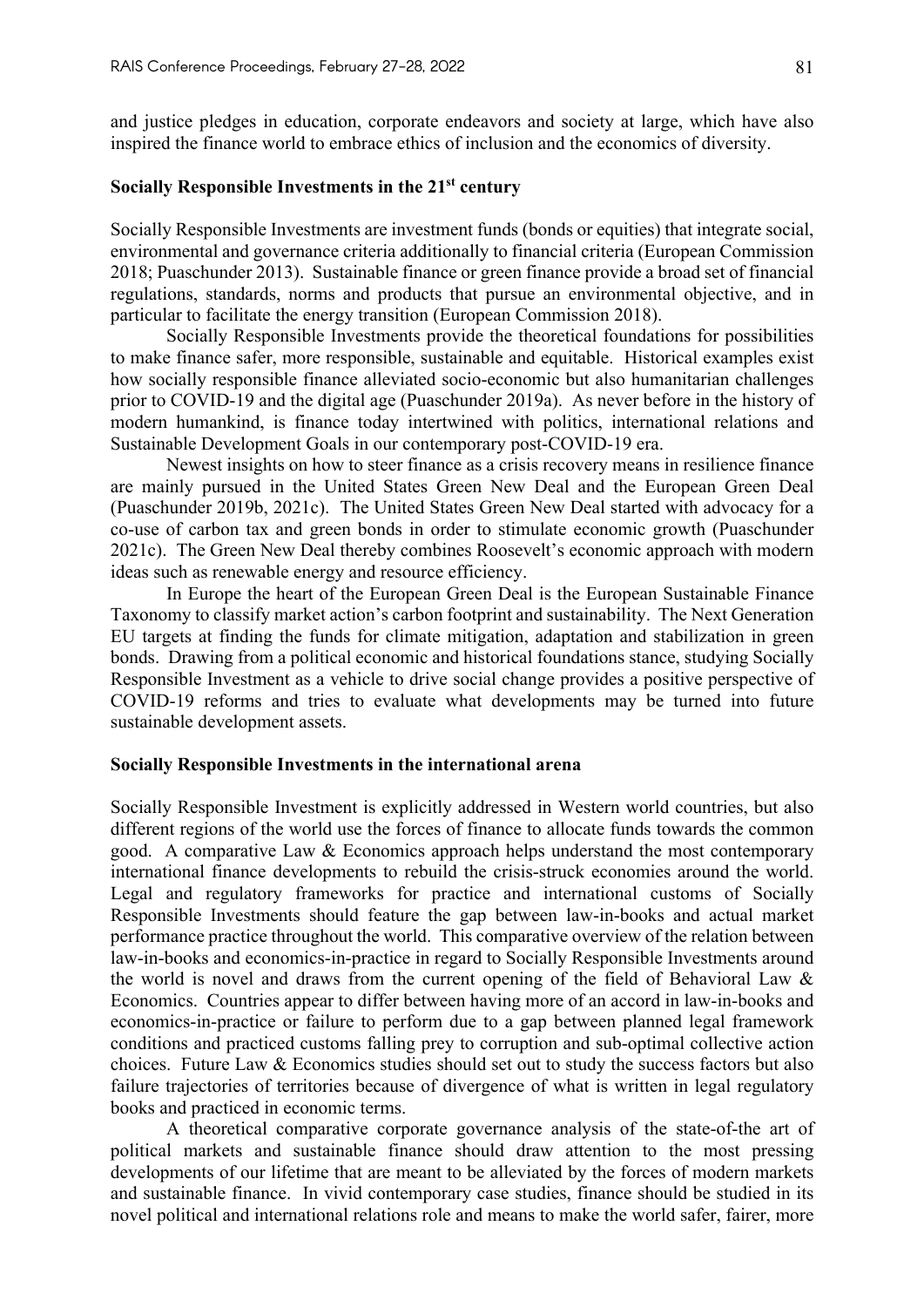and justice pledges in education, corporate endeavors and society at large, which have also inspired the finance world to embrace ethics of inclusion and the economics of diversity.

## Socially Responsible Investments in the 21st century

Socially Responsible Investments are investment funds (bonds or equities) that integrate social, environmental and governance criteria additionally to financial criteria (European Commission 2018; Puaschunder 2013). Sustainable finance or green finance provide a broad set of financial regulations, standards, norms and products that pursue an environmental objective, and in particular to facilitate the energy transition (European Commission 2018).

Socially Responsible Investments provide the theoretical foundations for possibilities to make finance safer, more responsible, sustainable and equitable. Historical examples exist how socially responsible finance alleviated socio-economic but also humanitarian challenges prior to COVID-19 and the digital age (Puaschunder 2019a). As never before in the history of modern humankind, is finance today intertwined with politics, international relations and Sustainable Development Goals in our contemporary post-COVID-19 era.

Newest insights on how to steer finance as a crisis recovery means in resilience finance are mainly pursued in the United States Green New Deal and the European Green Deal (Puaschunder 2019b, 2021c). The United States Green New Deal started with advocacy for a co-use of carbon tax and green bonds in order to stimulate economic growth (Puaschunder 2021c). The Green New Deal thereby combines Roosevelt's economic approach with modern ideas such as renewable energy and resource efficiency.

In Europe the heart of the European Green Deal is the European Sustainable Finance Taxonomy to classify market action's carbon footprint and sustainability. The Next Generation EU targets at finding the funds for climate mitigation, adaptation and stabilization in green bonds. Drawing from a political economic and historical foundations stance, studying Socially Responsible Investment as a vehicle to drive social change provides a positive perspective of COVID-19 reforms and tries to evaluate what developments may be turned into future sustainable development assets.

## Socially Responsible Investments in the international arena

Socially Responsible Investment is explicitly addressed in Western world countries, but also different regions of the world use the forces of finance to allocate funds towards the common good. A comparative Law & Economics approach helps understand the most contemporary international finance developments to rebuild the crisis-struck economies around the world. Legal and regulatory frameworks for practice and international customs of Socially Responsible Investments should feature the gap between law-in-books and actual market performance practice throughout the world. This comparative overview of the relation between law-in-books and economics-in-practice in regard to Socially Responsible Investments around the world is novel and draws from the current opening of the field of Behavioral Law & Economics. Countries appear to differ between having more of an accord in law-in-books and economics-in-practice or failure to perform due to a gap between planned legal framework conditions and practiced customs falling prey to corruption and sub-optimal collective action choices. Future Law & Economics studies should set out to study the success factors but also failure trajectories of territories because of divergence of what is written in legal regulatory books and practiced in economic terms.

A theoretical comparative corporate governance analysis of the state-of-the art of political markets and sustainable finance should draw attention to the most pressing developments of our lifetime that are meant to be alleviated by the forces of modern markets and sustainable finance. In vivid contemporary case studies, finance should be studied in its novel political and international relations role and means to make the world safer, fairer, more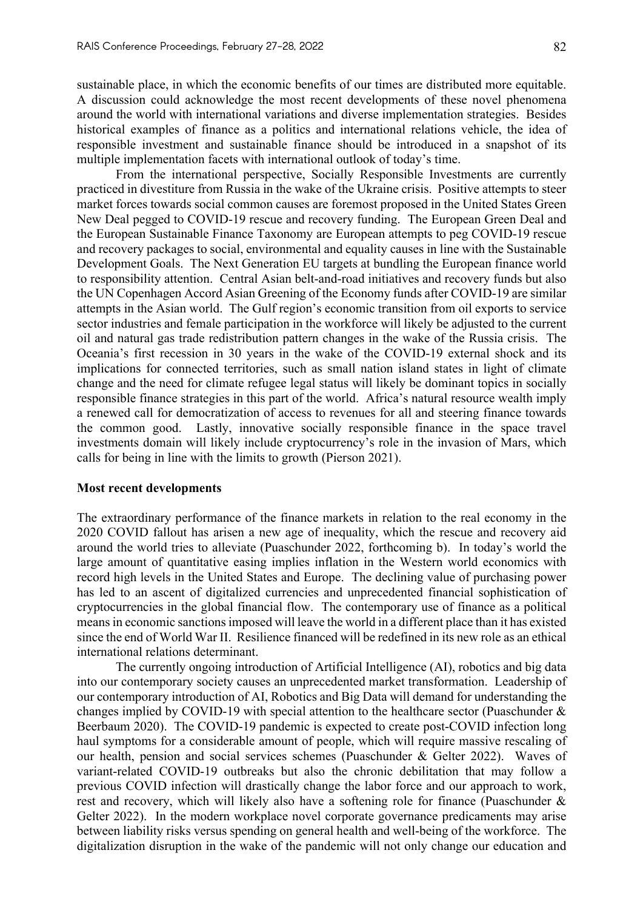sustainable place, in which the economic benefits of our times are distributed more equitable. A discussion could acknowledge the most recent developments of these novel phenomena around the world with international variations and diverse implementation strategies. Besides historical examples of finance as a politics and international relations vehicle, the idea of responsible investment and sustainable finance should be introduced in a snapshot of its multiple implementation facets with international outlook of today's time.

From the international perspective, Socially Responsible Investments are currently practiced in divestiture from Russia in the wake of the Ukraine crisis. Positive attempts to steer market forces towards social common causes are foremost proposed in the United States Green New Deal pegged to COVID-19 rescue and recovery funding. The European Green Deal and the European Sustainable Finance Taxonomy are European attempts to peg COVID-19 rescue and recovery packages to social, environmental and equality causes in line with the Sustainable Development Goals. The Next Generation EU targets at bundling the European finance world to responsibility attention. Central Asian belt-and-road initiatives and recovery funds but also the UN Copenhagen Accord Asian Greening of the Economy funds after COVID-19 are similar attempts in the Asian world. The Gulf region's economic transition from oil exports to service sector industries and female participation in the workforce will likely be adjusted to the current oil and natural gas trade redistribution pattern changes in the wake of the Russia crisis. The Oceania's first recession in 30 years in the wake of the COVID-19 external shock and its implications for connected territories, such as small nation island states in light of climate change and the need for climate refugee legal status will likely be dominant topics in socially responsible finance strategies in this part of the world. Africa's natural resource wealth imply a renewed call for democratization of access to revenues for all and steering finance towards the common good. Lastly, innovative socially responsible finance in the space travel investments domain will likely include cryptocurrency's role in the invasion of Mars, which calls for being in line with the limits to growth (Pierson 2021).

**Most recent developments**

The extraordinary performance of the finance markets in relation to the real economy in the 2020 COVID fallout has arisen a new age of inequality, which the rescue and recovery aid around the world tries to alleviate (Puaschunder 2022, forthcoming b). In today's world the large amount of quantitative easing implies inflation in the Western world economics with record high levels in the United States and Europe. The declining value of purchasing power has led to an ascent of digitalized currencies and unprecedented financial sophistication of cryptocurrencies in the global financial flow. The contemporary use of finance as a political means in economic sanctions imposed will leave the world in a different place than it has existed since the end of World War II. Resilience financed will be redefined in its new role as an ethical international relations determinant.

The currently ongoing introduction of Artificial Intelligence (AI), robotics and big data into our contemporary society causes an unprecedented market transformation. Leadership of our contemporary introduction of AI, Robotics and Big Data will demand for understanding the changes implied by COVID-19 with special attention to the healthcare sector (Puaschunder & Beerbaum 2020). The COVID-19 pandemic is expected to create post-COVID infection long haul symptoms for a considerable amount of people, which will require massive rescaling of our health, pension and social services schemes (Puaschunder & Gelter 2022). Waves of variant-related COVID-19 outbreaks but also the chronic debilitation that may follow a previous COVID infection will drastically change the labor force and our approach to work, rest and recovery, which will likely also have a softening role for finance (Puaschunder & Gelter 2022). In the modern workplace novel corporate governance predicaments may arise between liability risks versus spending on general health and well-being of the workforce. The digitalization disruption in the wake of the pandemic will not only change our education and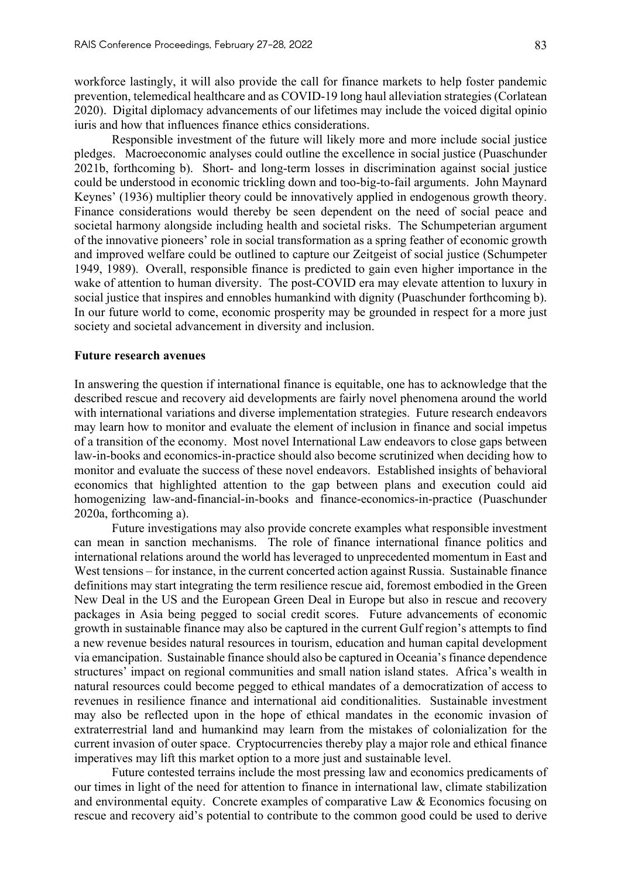workforce lastingly, it will also provide the call for finance markets to help foster pandemic prevention, telemedical healthcare and as COVID-19 long haul alleviation strategies (Corlatean 2020). Digital diplomacy advancements of our lifetimes may include the voiced digital opinio iuris and how that influences finance ethics considerations.

Responsible investment of the future will likely more and more include social justice pledges. Macroeconomic analyses could outline the excellence in social justice (Puaschunder 2021b, forthcoming b). Short- and long-term losses in discrimination against social justice could be understood in economic trickling down and too-big-to-fail arguments. John Maynard Keynes' (1936) multiplier theory could be innovatively applied in endogenous growth theory. Finance considerations would thereby be seen dependent on the need of social peace and societal harmony alongside including health and societal risks. The Schumpeterian argument of the innovative pioneers' role in social transformation as a spring feather of economic growth and improved welfare could be outlined to capture our Zeitgeist of social justice (Schumpeter 1949, 1989). Overall, responsible finance is predicted to gain even higher importance in the wake of attention to human diversity. The post-COVID era may elevate attention to luxury in social justice that inspires and ennobles humankind with dignity (Puaschunder forthcoming b). In our future world to come, economic prosperity may be grounded in respect for a more just society and societal advancement in diversity and inclusion.

**Future research avenues**

In answering the question if international finance is equitable, one has to acknowledge that the described rescue and recovery aid developments are fairly novel phenomena around the world with international variations and diverse implementation strategies. Future research endeavors may learn how to monitor and evaluate the element of inclusion in finance and social impetus of a transition of the economy. Most novel International Law endeavors to close gaps between law-in-books and economics-in-practice should also become scrutinized when deciding how to monitor and evaluate the success of these novel endeavors. Established insights of behavioral economics that highlighted attention to the gap between plans and execution could aid homogenizing law-and-financial-in-books and finance-economics-in-practice (Puaschunder 2020a, forthcoming a).

Future investigations may also provide concrete examples what responsible investment can mean in sanction mechanisms. The role of finance international finance politics and international relations around the world has leveraged to unprecedented momentum in East and West tensions – for instance, in the current concerted action against Russia. Sustainable finance definitions may start integrating the term resilience rescue aid, foremost embodied in the Green New Deal in the US and the European Green Deal in Europe but also in rescue and recovery packages in Asia being pegged to social credit scores. Future advancements of economic growth in sustainable finance may also be captured in the current Gulf region's attempts to find a new revenue base besides natural resources in tourism, education and human capital development via emancipation. Sustainable finance should also be captured in Oceania's finance dependence structures' impact on regional communities and small nation island states. Africa's wealth in natural resources could become pegged to ethical mandates of a democratization of access to revenues in resilience finance and international aid conditionalities. Sustainable investment may also be reflected upon in the hope of ethical mandates in the economic invasion of extraterrestrial land and humankind may learn from the mistakes of colonialization for the current invasion of outer space. Cryptocurrencies thereby play a major role and ethical finance imperatives may lift this market option to a more just and sustainable level.

Future contested terrains include the most pressing law and economics predicaments of our times in light of the need for attention to finance in international law, climate stabilization and environmental equity. Concrete examples of comparative Law & Economics focusing on rescue and recovery aid's potential to contribute to the common good could be used to derive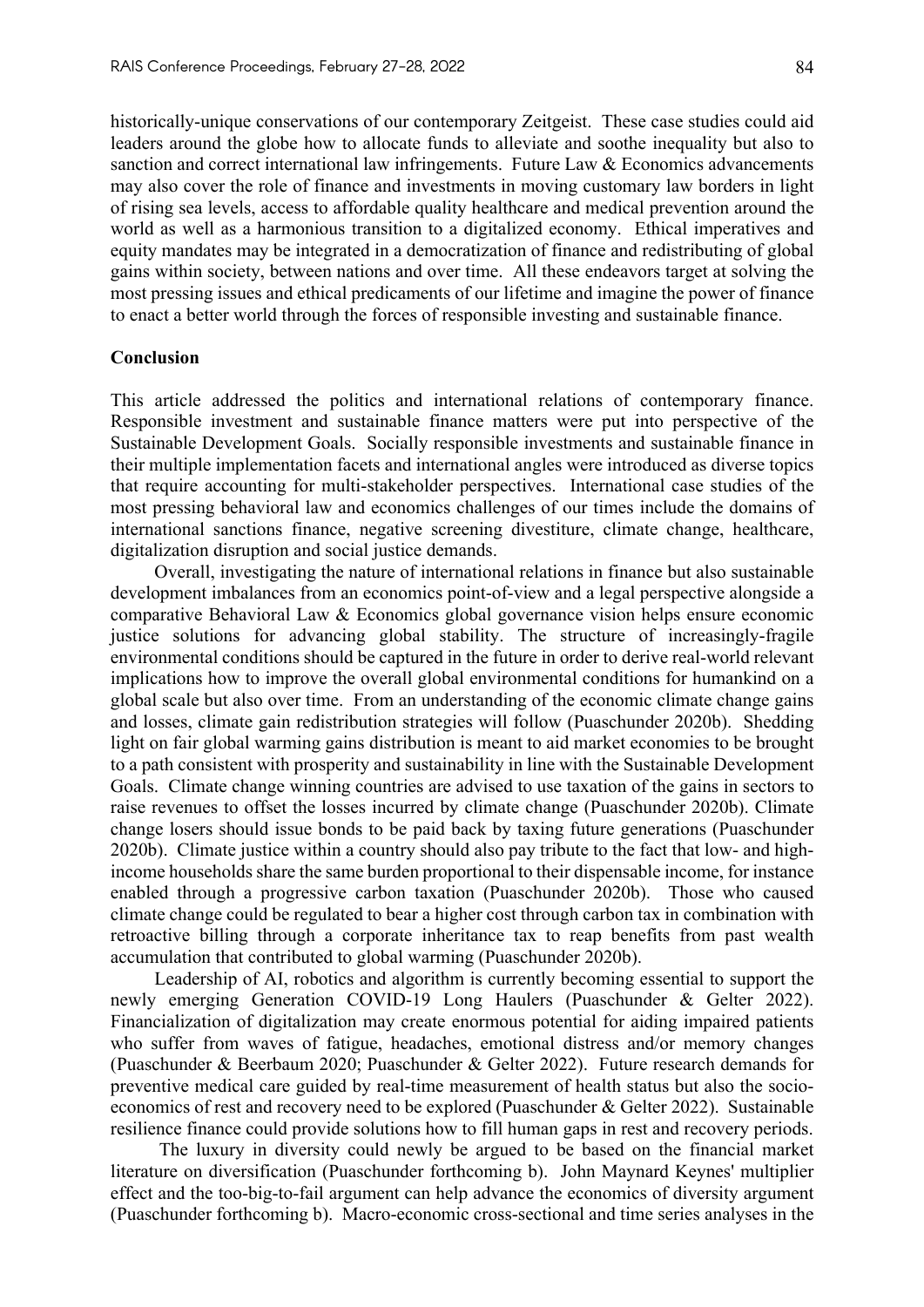historically-unique conservations of our contemporary Zeitgeist. These case studies could aid leaders around the globe how to allocate funds to alleviate and soothe inequality but also to sanction and correct international law infringements. Future Law & Economics advancements may also cover the role of finance and investments in moving customary law borders in light of rising sea levels, access to affordable quality healthcare and medical prevention around the world as well as a harmonious transition to a digitalized economy. Ethical imperatives and equity mandates may be integrated in a democratization of finance and redistributing of global gains within society, between nations and over time. All these endeavors target at solving the most pressing issues and ethical predicaments of our lifetime and imagine the power of finance to enact a better world through the forces of responsible investing and sustainable finance.

## Conclusion

This article addressed the politics and international relations of contemporary finance. Responsible investment and sustainable finance matters were put into perspective of the Sustainable Development Goals. Socially responsible investments and sustainable finance in their multiple implementation facets and international angles were introduced as diverse topics that require accounting for multi-stakeholder perspectives. International case studies of the most pressing behavioral law and economics challenges of our times include the domains of international sanctions finance, negative screening divestiture, climate change, healthcare, digitalization disruption and social justice demands.

Overall, investigating the nature of international relations in finance but also sustainable development imbalances from an economics point-of-view and a legal perspective alongside a comparative Behavioral Law & Economics global governance vision helps ensure economic justice solutions for advancing global stability. The structure of increasingly-fragile environmental conditions should be captured in the future in order to derive real-world relevant implications how to improve the overall global environmental conditions for humankind on a global scale but also over time. From an understanding of the economic climate change gains and losses, climate gain redistribution strategies will follow (Puaschunder 2020b). Shedding light on fair global warming gains distribution is meant to aid market economies to be brought to a path consistent with prosperity and sustainability in line with the Sustainable Development Goals. Climate change winning countries are advised to use taxation of the gains in sectors to raise revenues to offset the losses incurred by climate change (Puaschunder 2020b). Climate change losers should issue bonds to be paid back by taxing future generations (Puaschunder 2020b). Climate justice within a country should also pay tribute to the fact that low- and high-income households share the same burden proportional to their dispensable income, for instance enabled through a progressive carbon taxation (Puaschunder 2020b). Those who caused climate change could be regulated to bear a higher cost through carbon tax in combination with retroactive billing through a corporate inheritance tax to reap benefits from past wealth accumulation that contributed to global warming (Puaschunder 2020b).

Leadership of AI, robotics and algorithm is currently becoming essential to support the newly emerging Generation COVID-19 Long Haulers (Puaschunder & Gelter 2022). Financialization of digitalization may create enormous potential for aiding impaired patients who suffer from waves of fatigue, headaches, emotional distress and/or memory changes (Puaschunder & Beerbaum 2020; Puaschunder & Gelter 2022). Future research demands for preventive medical care guided by real-time measurement of health status but also the socio-economics of rest and recovery need to be explored (Puaschunder & Gelter 2022). Sustainable resilience finance could provide solutions how to fill human gaps in rest and recovery periods.

The luxury in diversity could newly be argued to be based on the financial market literature on diversification (Puaschunder forthcoming b). John Maynard Keynes' multiplier effect and the too-big-to-fail argument can help advance the economics of diversity argument (Puaschunder forthcoming b). Macro-economic cross-sectional and time series analyses in the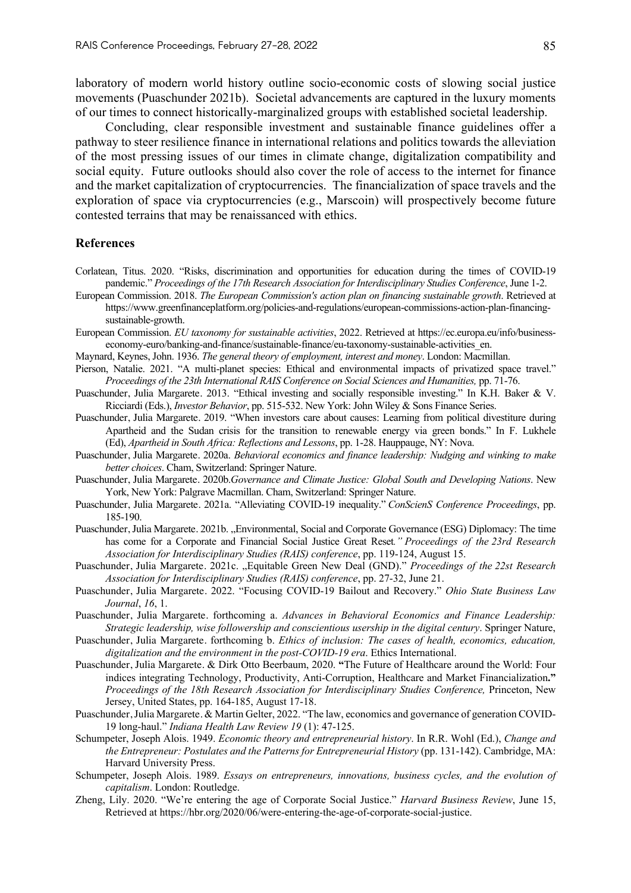laboratory of modern world history outline socio-economic costs of slowing social justice movements (Puaschunder 2021b). Societal advancements are captured in the luxury moments of our times to connect historically-marginalized groups with established societal leadership.

Concluding, clear responsible investment and sustainable finance guidelines offer a pathway to steer resilience finance in international relations and politics towards the alleviation of the most pressing issues of our times in climate change, digitalization compatibility and social equity. Future outlooks should also cover the role of access to the internet for finance and the market capitalization of cryptocurrencies. The financialization of space travels and the exploration of space via cryptocurrencies (e.g., Marscoin) will prospectively become future contested terrains that may be renaissanced with ethics.

## References

Corlatean, Titus. 2020. "Risks, discrimination and opportunities for education during the times of COVID-19 pandemic." *Proceedings of the 17th Research Association for Interdisciplinary Studies Conference*, June 1-2.

European Commission. 2018. *The European Commission's action plan on financing sustainable growth*. Retrieved at https://www.greenfinanceplatform.org/policies-and-regulations/european-commissions-action-plan-financing-sustainable-growth.

European Commission. *EU taxonomy for sustainable activities*, 2022. Retrieved at https://ec.europa.eu/info/business-economy-euro/banking-and-finance/sustainable-finance/eu-taxonomy-sustainable-activities_en.

Maynard, Keynes, John. 1936. *The general theory of employment, interest and money*. London: Macmillan.

Pierson, Natalie. 2021. "A multi-planet species: Ethical and environmental impacts of privatized space travel." *Proceedings of the 23th International RAIS Conference on Social Sciences and Humanities,* pp. 71-76.

Puaschunder, Julia Margarete. 2013. "Ethical investing and socially responsible investing." In K.H. Baker & V. Ricciardi (Eds.), *Investor Behavior*, pp. 515-532. New York: John Wiley & Sons Finance Series.

Puaschunder, Julia Margarete. 2019. "When investors care about causes: Learning from political divestiture during Apartheid and the Sudan crisis for the transition to renewable energy via green bonds." In F. Lukhele (Ed), *Apartheid in South Africa: Reflections and Lessons*, pp. 1-28. Hauppauge, NY: Nova.

Puaschunder, Julia Margarete. 2020a. *Behavioral economics and finance leadership: Nudging and winking to make better choices*. Cham, Switzerland: Springer Nature.

Puaschunder, Julia Margarete. 2020b.*Governance and Climate Justice: Global South and Developing Nations*. New York, New York: Palgrave Macmillan. Cham, Switzerland: Springer Nature.

Puaschunder, Julia Margarete. 2021a. "Alleviating COVID-19 inequality." *ConScienS Conference Proceedings*, pp. 185-190.

Puaschunder, Julia Margarete. 2021b. „Environmental, Social and Corporate Governance (ESG) Diplomacy: The time has come for a Corporate and Financial Social Justice Great Reset*." Proceedings of the 23rd Research Association for Interdisciplinary Studies (RAIS) conference*, pp. 119-124, August 15.

Puaschunder, Julia Margarete. 2021c. „Equitable Green New Deal (GND)." *Proceedings of the 22st Research Association for Interdisciplinary Studies (RAIS) conference*, pp. 27-32, June 21.

Puaschunder, Julia Margarete. 2022. "Focusing COVID-19 Bailout and Recovery." *Ohio State Business Law Journal*, *16*, 1.

Puaschunder, Julia Margarete. forthcoming a. *Advances in Behavioral Economics and Finance Leadership: Strategic leadership, wise followership and conscientious usership in the digital century*. Springer Nature,

Puaschunder, Julia Margarete. forthcoming b. *Ethics of inclusion: The cases of health, economics, education, digitalization and the environment in the post-COVID-19 era*. Ethics International.

Puaschunder, Julia Margarete. & Dirk Otto Beerbaum, 2020. **"**The Future of Healthcare around the World: Four indices integrating Technology, Productivity, Anti-Corruption, Healthcare and Market Financialization**."** *Proceedings of the 18th Research Association for Interdisciplinary Studies Conference,* Princeton, New Jersey, United States, pp. 164-185, August 17-18.

Puaschunder, Julia Margarete. & Martin Gelter, 2022. "The law, economics and governance of generation COVID-19 long-haul." *Indiana Health Law Review 19* (1): 47-125.

Schumpeter, Joseph Alois. 1949. *Economic theory and entrepreneurial history*. In R.R. Wohl (Ed.), *Change and the Entrepreneur: Postulates and the Patterns for Entrepreneurial History* (pp. 131-142). Cambridge, MA: Harvard University Press.

Schumpeter, Joseph Alois. 1989. *Essays on entrepreneurs, innovations, business cycles, and the evolution of capitalism*. London: Routledge.

Zheng, Lily. 2020. "We're entering the age of Corporate Social Justice." *Harvard Business Review*, June 15, Retrieved at https://hbr.org/2020/06/were-entering-the-age-of-corporate-social-justice.